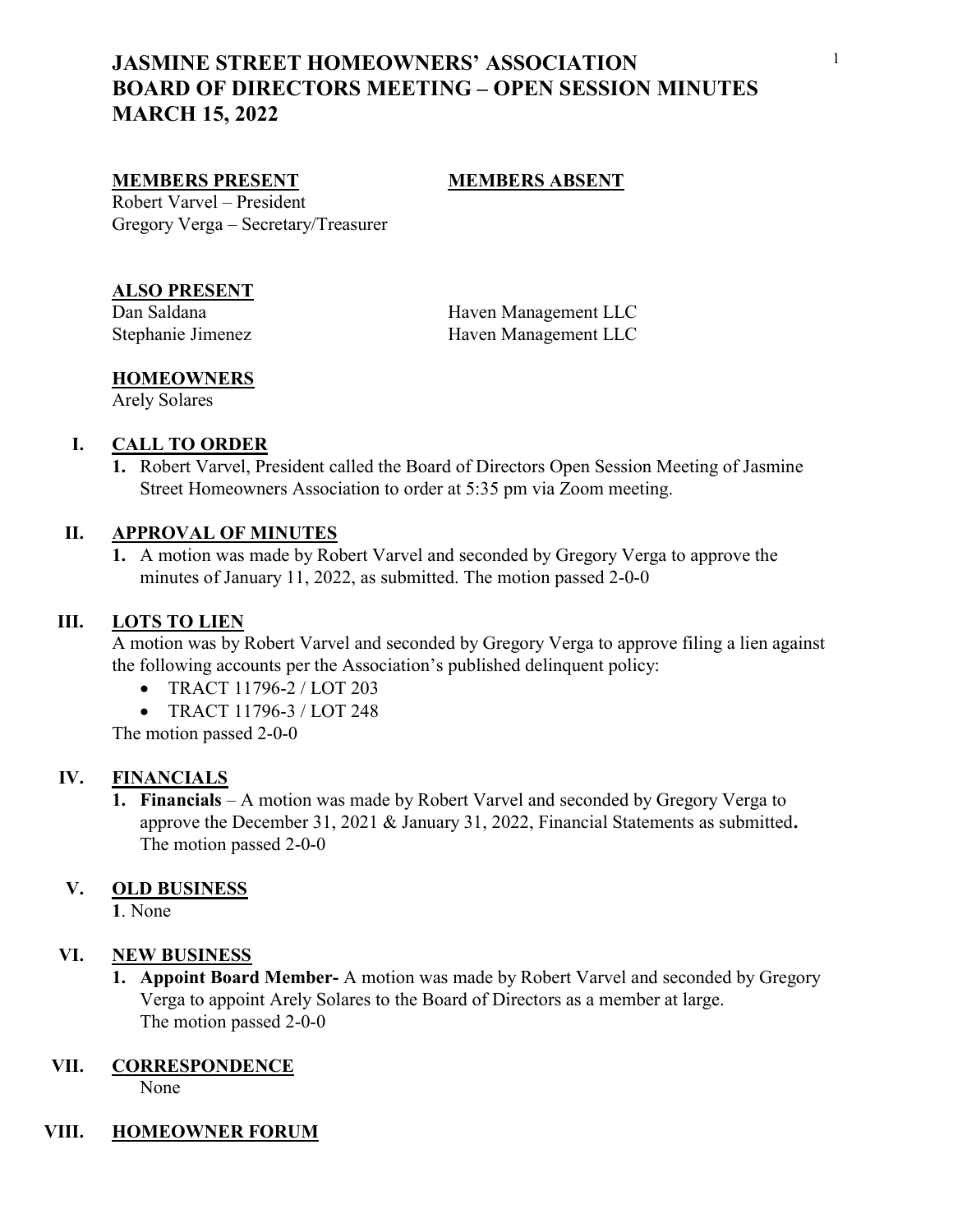# JASMINE STREET HOMEOWNERS' ASSOCIATION
# BOARD OF DIRECTORS MEETING – OPEN SESSION MINUTES
# MARCH 15, 2022

**MEMBERS PRESENT**

Robert Varvel – President
Gregory Verga – Secretary/Treasurer

**MEMBERS ABSENT**

**ALSO PRESENT**

Dan Saldana — Haven Management LLC
Stephanie Jimenez — Haven Management LLC

**HOMEOWNERS**

Arely Solares

## I. CALL TO ORDER

1. Robert Varvel, President called the Board of Directors Open Session Meeting of Jasmine Street Homeowners Association to order at 5:35 pm via Zoom meeting.

## II. APPROVAL OF MINUTES

1. A motion was made by Robert Varvel and seconded by Gregory Verga to approve the minutes of January 11, 2022, as submitted. The motion passed 2-0-0

## III. LOTS TO LIEN

A motion was by Robert Varvel and seconded by Gregory Verga to approve filing a lien against the following accounts per the Association's published delinquent policy:

- TRACT 11796-2 / LOT 203
- TRACT 11796-3 / LOT 248

The motion passed 2-0-0

## IV. FINANCIALS

1. **Financials** – A motion was made by Robert Varvel and seconded by Gregory Verga to approve the December 31, 2021 & January 31, 2022, Financial Statements as submitted**.** The motion passed 2-0-0

## V. OLD BUSINESS

**1**. None

## VI. NEW BUSINESS

1. **Appoint Board Member-** A motion was made by Robert Varvel and seconded by Gregory Verga to appoint Arely Solares to the Board of Directors as a member at large. The motion passed 2-0-0

## VII. CORRESPONDENCE

None

## VIII. HOMEOWNER FORUM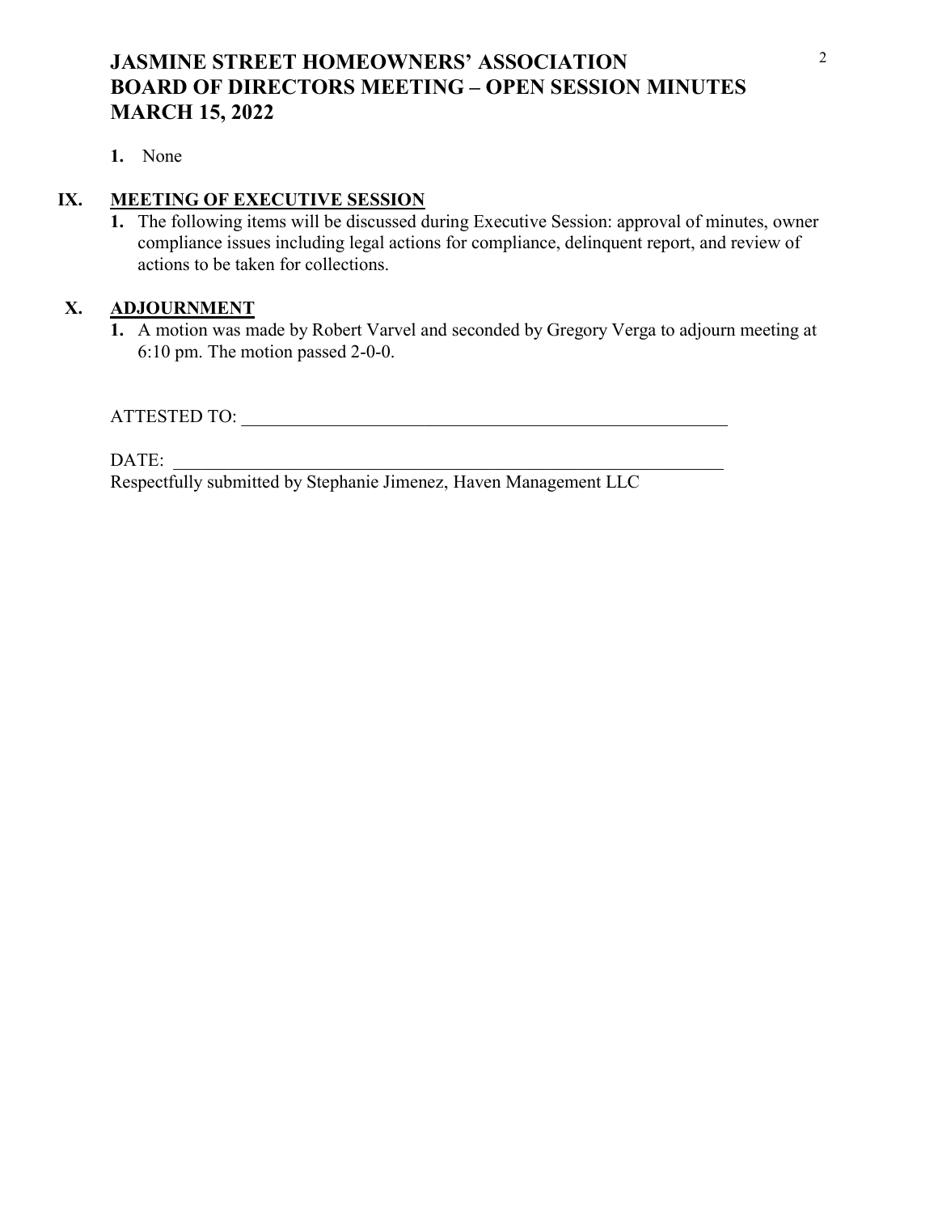# JASMINE STREET HOMEOWNERS' ASSOCIATION BOARD OF DIRECTORS MEETING – OPEN SESSION MINUTES MARCH 15, 2022

**1.** None

## IX. MEETING OF EXECUTIVE SESSION

**1.** The following items will be discussed during Executive Session: approval of minutes, owner compliance issues including legal actions for compliance, delinquent report, and review of actions to be taken for collections.

## X. ADJOURNMENT

**1.** A motion was made by Robert Varvel and seconded by Gregory Verga to adjourn meeting at 6:10 pm. The motion passed 2-0-0.

ATTESTED TO: ________________________________________________________

DATE: _____________________________________________________________

Respectfully submitted by Stephanie Jimenez, Haven Management LLC